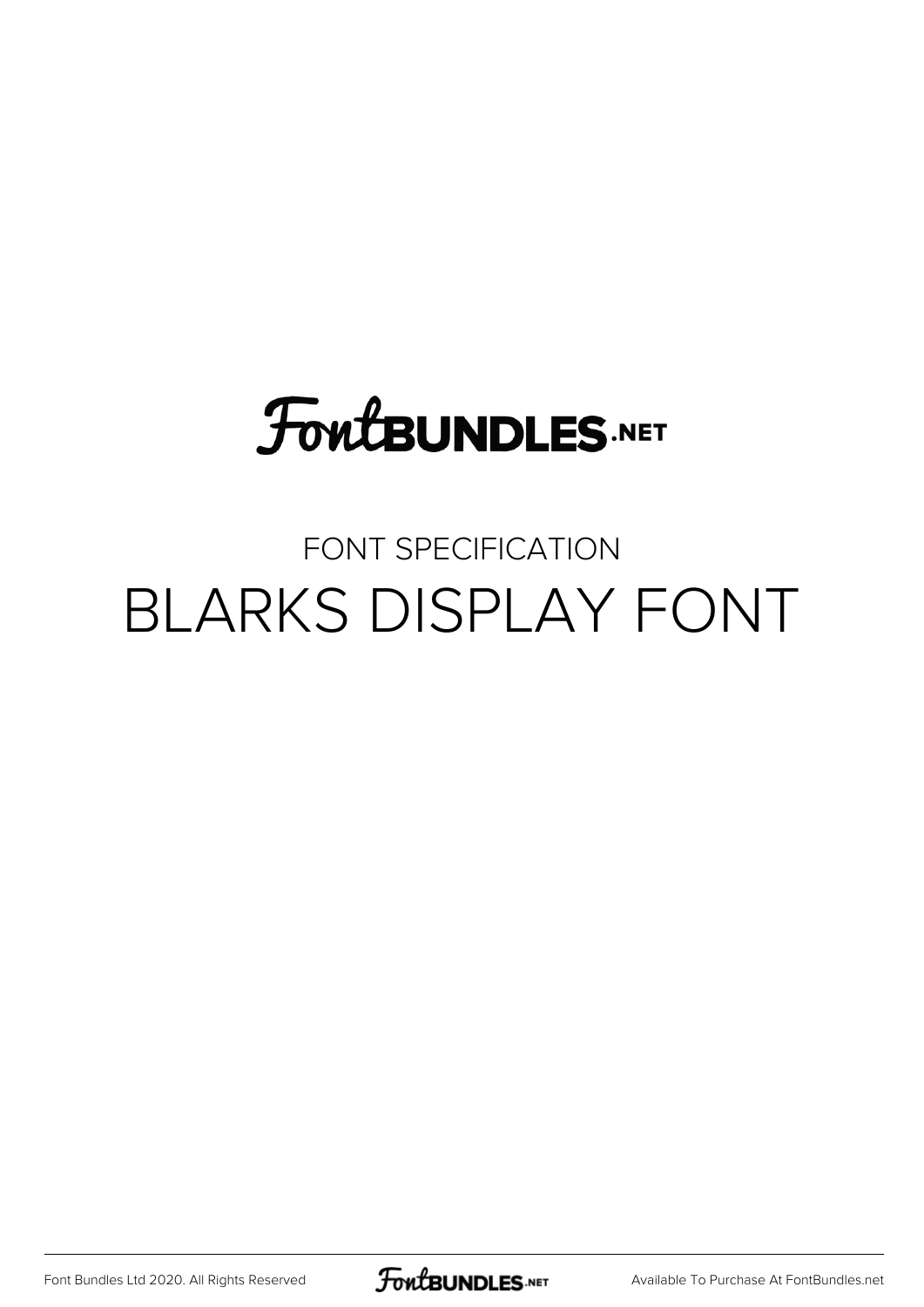FontBUNDLES.NET

FONT SPECIFICATION

# BLARKS DISPLAY FONT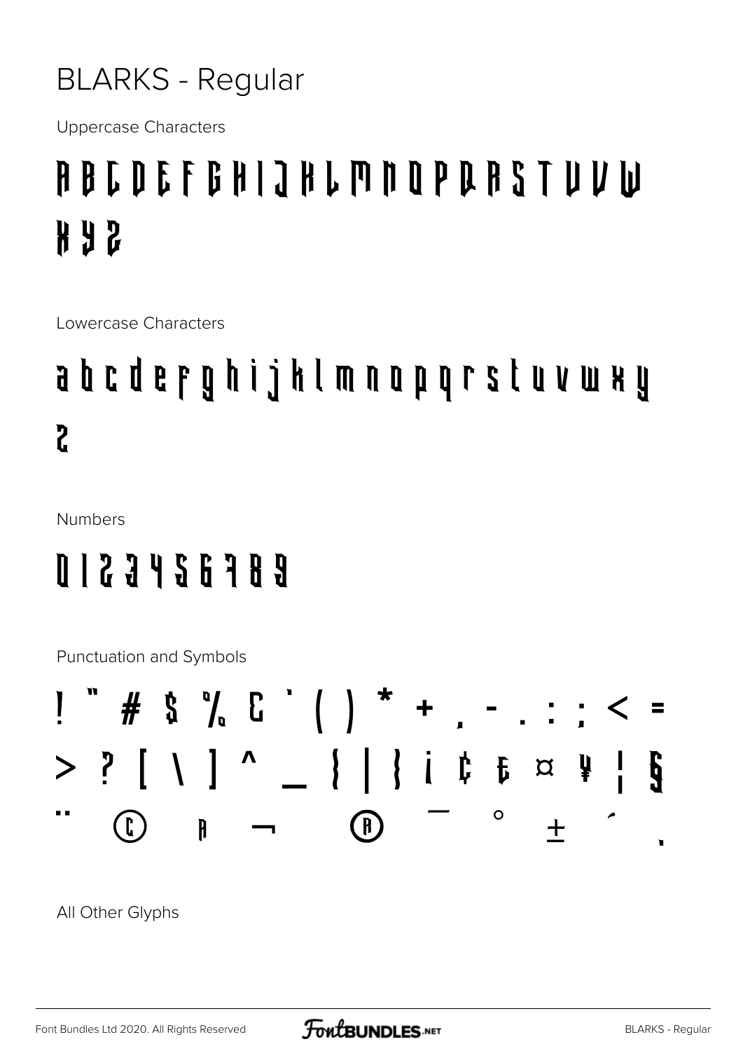# BLARKS - Regular

Uppercase Characters

A B C D E F G H I J K L M N O P Q R S T U V W X Y Z

Lowercase Characters

a b c d e f g h i j k l m n o p q r s t u v w x y z

Numbers

0 1 2 3 4 5 6 7 8 9

Punctuation and Symbols

! " # $ % & ' ( ) * + , - . : ; < = > ? [ \ ] ^ _ { | } ¡ ¢ £ ¤ ¥ ¦ § ¨ © ª ¬ ® ¯ ° ± ´ ¸

All Other Glyphs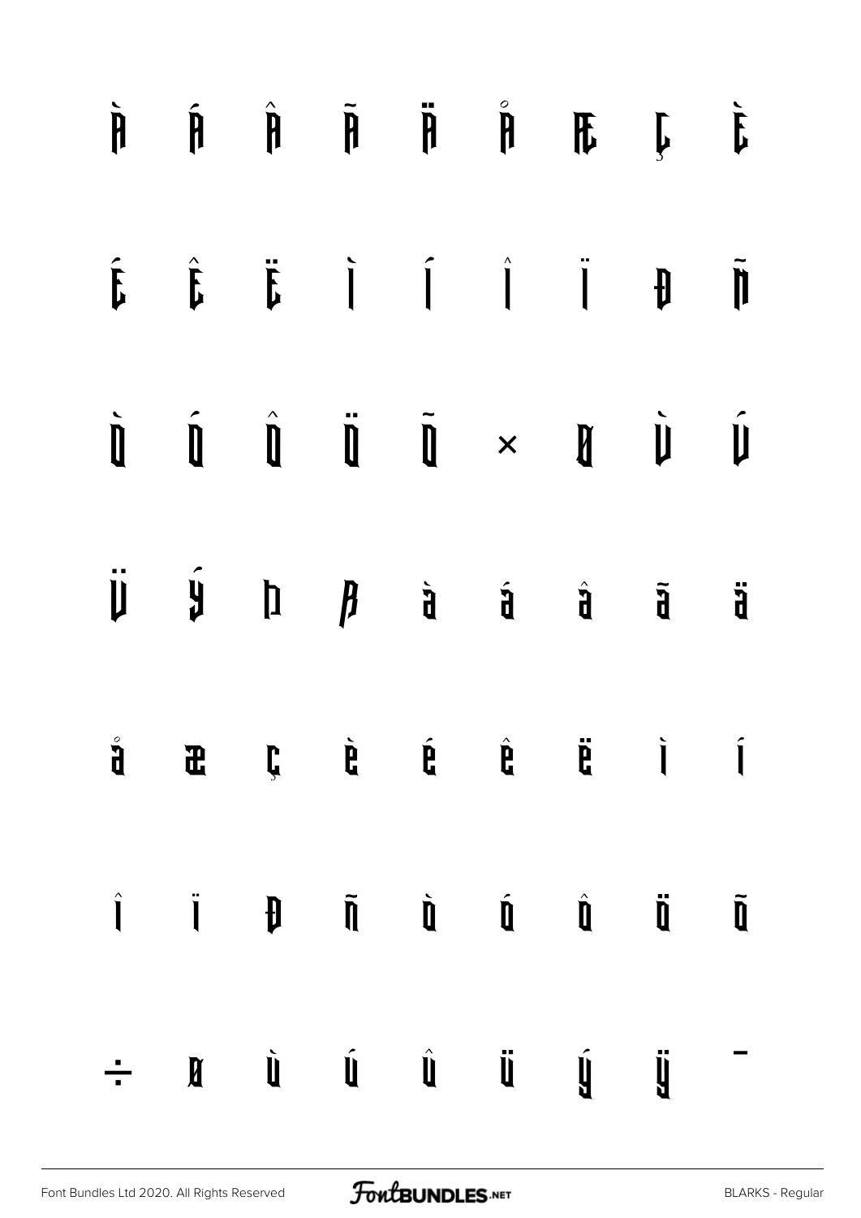À Á Â Ã Ä Å Æ Ç È

É Ê Ë Ì Í Î Ï Ð Ñ

Ò Ó Ô Ö Õ × Ø Ù Ú

Ü Ý Þ ß à á â ã ä

å æ ç è é ê ë ì í

î ï ð ñ ò ó ô ö õ

÷ ø ù ú û ü ý ÿ ¯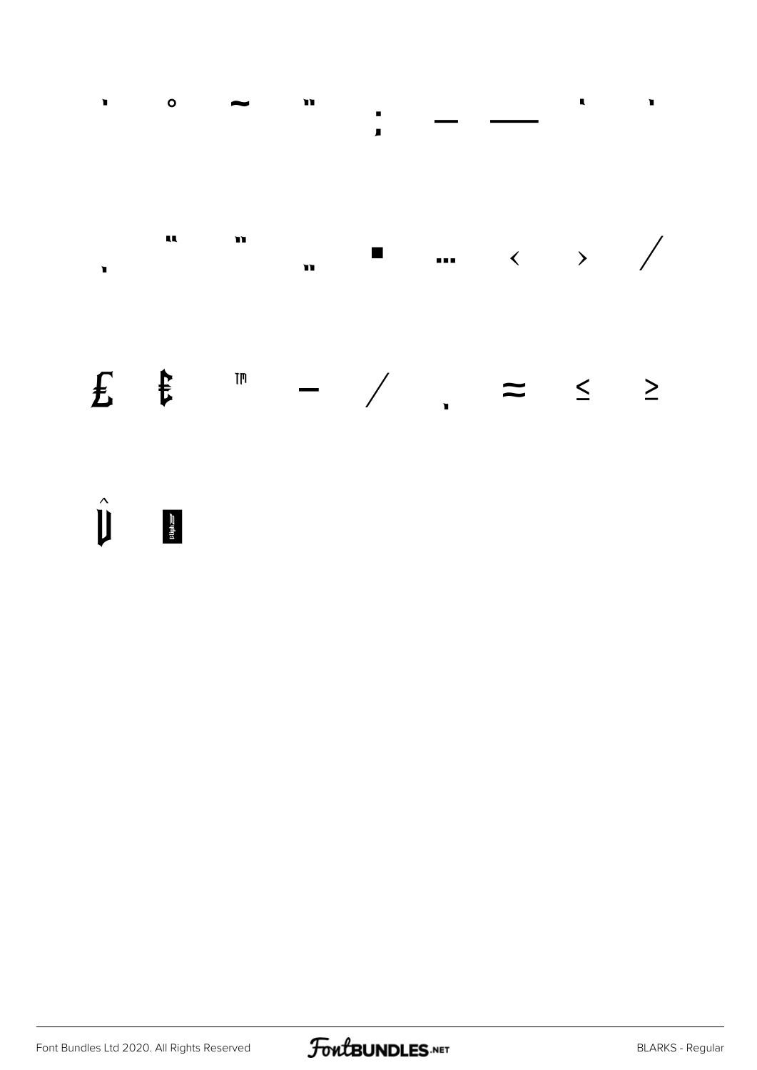' ˚ ~ " ; – — ' '

, " " „ ■ … ‹ › ⁄

₤ ₺ ™ − ∕ , ≈ ≤ ≥

Û